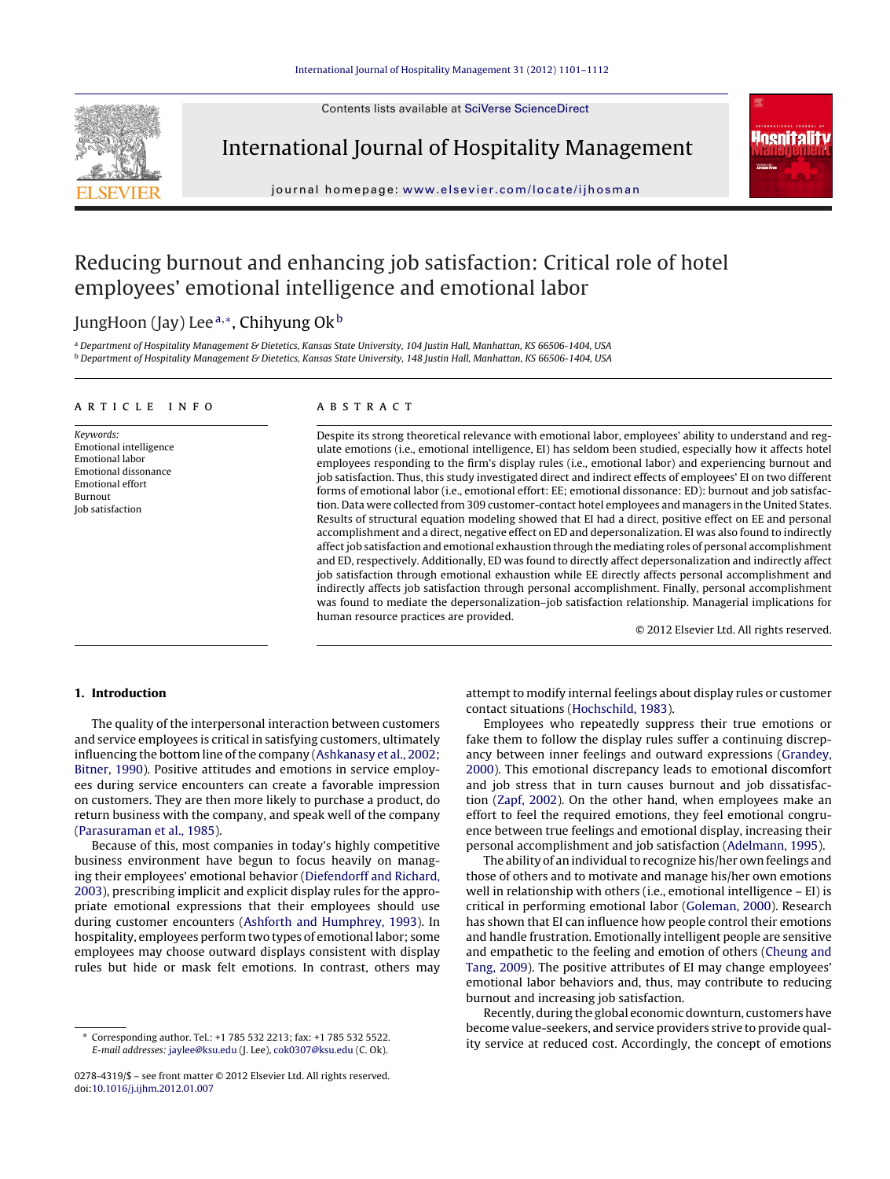# Reducing burnout and enhancing job satisfaction: Critical role of hotel employees' emotional intelligence and emotional labor

JungHoon (Jay) Lee[a,*], Chihyung Ok[b]

[a] Department of Hospitality Management & Dietetics, Kansas State University, 104 Justin Hall, Manhattan, KS 66506-1404, USA
[b] Department of Hospitality Management & Dietetics, Kansas State University, 148 Justin Hall, Manhattan, KS 66506-1404, USA

## ARTICLE INFO

*Keywords:*
Emotional intelligence
Emotional labor
Emotional dissonance
Emotional effort
Burnout
Job satisfaction

## ABSTRACT

Despite its strong theoretical relevance with emotional labor, employees' ability to understand and regulate emotions (i.e., emotional intelligence, EI) has seldom been studied, especially how it affects hotel employees responding to the firm's display rules (i.e., emotional labor) and experiencing burnout and job satisfaction. Thus, this study investigated direct and indirect effects of employees' EI on two different forms of emotional labor (i.e., emotional effort: EE; emotional dissonance: ED): burnout and job satisfaction. Data were collected from 309 customer-contact hotel employees and managers in the United States. Results of structural equation modeling showed that EI had a direct, positive effect on EE and personal accomplishment and a direct, negative effect on ED and depersonalization. EI was also found to indirectly affect job satisfaction and emotional exhaustion through the mediating roles of personal accomplishment and ED, respectively. Additionally, ED was found to directly affect depersonalization and indirectly affect job satisfaction through emotional exhaustion while EE directly affects personal accomplishment and indirectly affects job satisfaction through personal accomplishment. Finally, personal accomplishment was found to mediate the depersonalization–job satisfaction relationship. Managerial implications for human resource practices are provided.

© 2012 Elsevier Ltd. All rights reserved.

## 1. Introduction

The quality of the interpersonal interaction between customers and service employees is critical in satisfying customers, ultimately influencing the bottom line of the company (Ashkanasy et al., 2002; Bitner, 1990). Positive attitudes and emotions in service employees during service encounters can create a favorable impression on customers. They are then more likely to purchase a product, do return business with the company, and speak well of the company (Parasuraman et al., 1985).

Because of this, most companies in today's highly competitive business environment have begun to focus heavily on managing their employees' emotional behavior (Diefendorff and Richard, 2003), prescribing implicit and explicit display rules for the appropriate emotional expressions that their employees should use during customer encounters (Ashforth and Humphrey, 1993). In hospitality, employees perform two types of emotional labor; some employees may choose outward displays consistent with display rules but hide or mask felt emotions. In contrast, others may attempt to modify internal feelings about display rules or customer contact situations (Hochschild, 1983).

Employees who repeatedly suppress their true emotions or fake them to follow the display rules suffer a continuing discrepancy between inner feelings and outward expressions (Grandey, 2000). This emotional discrepancy leads to emotional discomfort and job stress that in turn causes burnout and job dissatisfaction (Zapf, 2002). On the other hand, when employees make an effort to feel the required emotions, they feel emotional congruence between true feelings and emotional display, increasing their personal accomplishment and job satisfaction (Adelmann, 1995).

The ability of an individual to recognize his/her own feelings and those of others and to motivate and manage his/her own emotions well in relationship with others (i.e., emotional intelligence – EI) is critical in performing emotional labor (Goleman, 2000). Research has shown that EI can influence how people control their emotions and handle frustration. Emotionally intelligent people are sensitive and empathetic to the feeling and emotion of others (Cheung and Tang, 2009). The positive attributes of EI may change employees' emotional labor behaviors and, thus, may contribute to reducing burnout and increasing job satisfaction.

Recently, during the global economic downturn, customers have become value-seekers, and service providers strive to provide quality service at reduced cost. Accordingly, the concept of emotions

* Corresponding author. Tel.: +1 785 532 2213; fax: +1 785 532 5522.
*E-mail addresses:* jaylee@ksu.edu (J. Lee), cok0307@ksu.edu (C. Ok).

0278-4319/$ – see front matter © 2012 Elsevier Ltd. All rights reserved.
doi:10.1016/j.ijhm.2012.01.007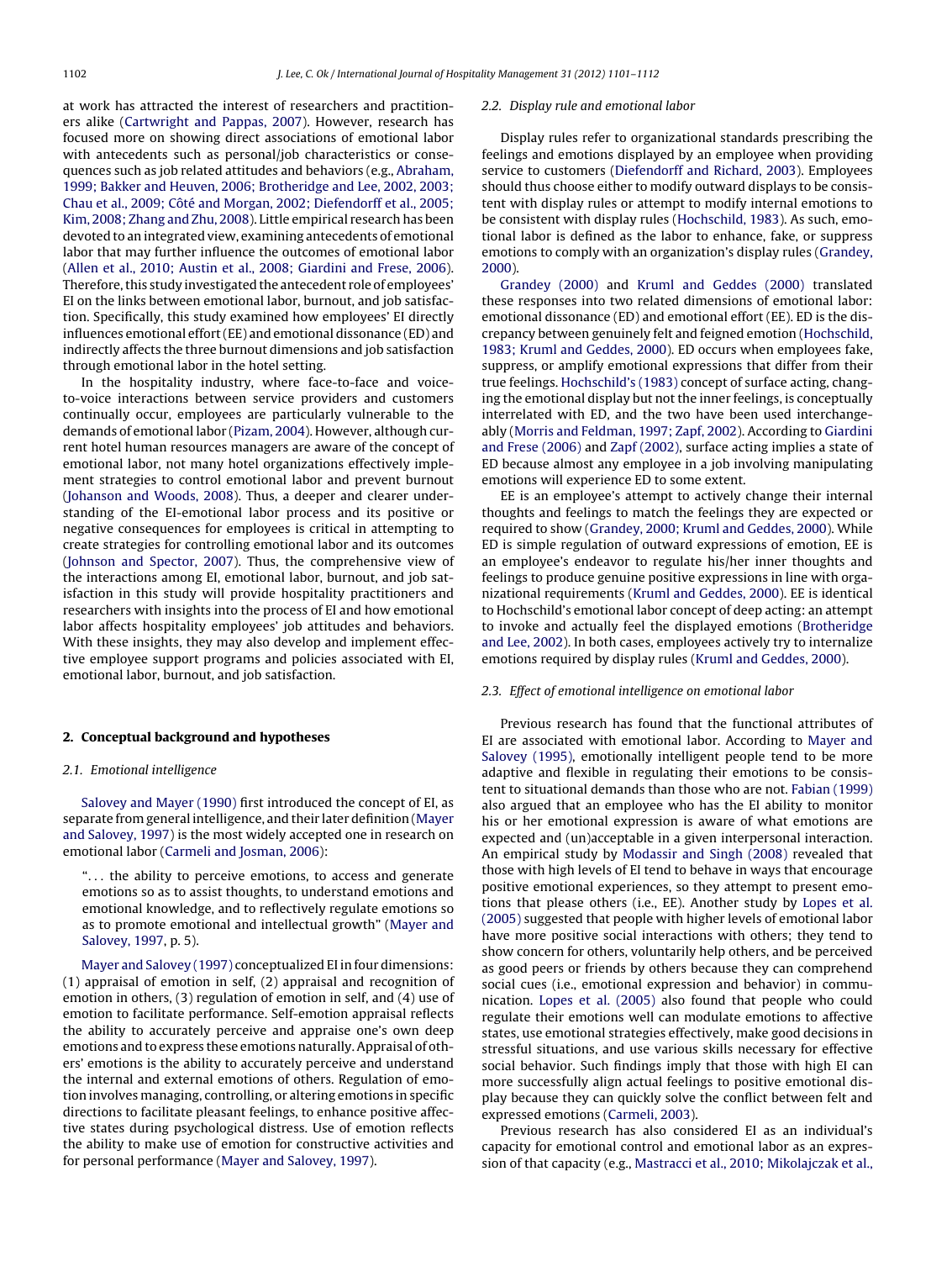at work has attracted the interest of researchers and practitioners alike (Cartwright and Pappas, 2007). However, research has focused more on showing direct associations of emotional labor with antecedents such as personal/job characteristics or consequences such as job related attitudes and behaviors (e.g., Abraham, 1999; Bakker and Heuven, 2006; Brotheridge and Lee, 2002, 2003; Chau et al., 2009; Côté and Morgan, 2002; Diefendorff et al., 2005; Kim, 2008; Zhang and Zhu, 2008). Little empirical research has been devoted to an integrated view, examining antecedents of emotional labor that may further influence the outcomes of emotional labor (Allen et al., 2010; Austin et al., 2008; Giardini and Frese, 2006). Therefore, this study investigated the antecedent role of employees' EI on the links between emotional labor, burnout, and job satisfaction. Specifically, this study examined how employees' EI directly influences emotional effort (EE) and emotional dissonance (ED) and indirectly affects the three burnout dimensions and job satisfaction through emotional labor in the hotel setting.

In the hospitality industry, where face-to-face and voice-to-voice interactions between service providers and customers continually occur, employees are particularly vulnerable to the demands of emotional labor (Pizam, 2004). However, although current hotel human resources managers are aware of the concept of emotional labor, not many hotel organizations effectively implement strategies to control emotional labor and prevent burnout (Johanson and Woods, 2008). Thus, a deeper and clearer understanding of the EI-emotional labor process and its positive or negative consequences for employees is critical in attempting to create strategies for controlling emotional labor and its outcomes (Johnson and Spector, 2007). Thus, the comprehensive view of the interactions among EI, emotional labor, burnout, and job satisfaction in this study will provide hospitality practitioners and researchers with insights into the process of EI and how emotional labor affects hospitality employees' job attitudes and behaviors. With these insights, they may also develop and implement effective employee support programs and policies associated with EI, emotional labor, burnout, and job satisfaction.

## 2. Conceptual background and hypotheses

### 2.1. Emotional intelligence

Salovey and Mayer (1990) first introduced the concept of EI, as separate from general intelligence, and their later definition (Mayer and Salovey, 1997) is the most widely accepted one in research on emotional labor (Carmeli and Josman, 2006):

> ". . . the ability to perceive emotions, to access and generate emotions so as to assist thoughts, to understand emotions and emotional knowledge, and to reflectively regulate emotions so as to promote emotional and intellectual growth" (Mayer and Salovey, 1997, p. 5).

Mayer and Salovey (1997) conceptualized EI in four dimensions: (1) appraisal of emotion in self, (2) appraisal and recognition of emotion in others, (3) regulation of emotion in self, and (4) use of emotion to facilitate performance. Self-emotion appraisal reflects the ability to accurately perceive and appraise one's own deep emotions and to express these emotions naturally. Appraisal of others' emotions is the ability to accurately perceive and understand the internal and external emotions of others. Regulation of emotion involves managing, controlling, or altering emotions in specific directions to facilitate pleasant feelings, to enhance positive affective states during psychological distress. Use of emotion reflects the ability to make use of emotion for constructive activities and for personal performance (Mayer and Salovey, 1997).

### 2.2. Display rule and emotional labor

Display rules refer to organizational standards prescribing the feelings and emotions displayed by an employee when providing service to customers (Diefendorff and Richard, 2003). Employees should thus choose either to modify outward displays to be consistent with display rules or attempt to modify internal emotions to be consistent with display rules (Hochschild, 1983). As such, emotional labor is defined as the labor to enhance, fake, or suppress emotions to comply with an organization's display rules (Grandey, 2000).

Grandey (2000) and Kruml and Geddes (2000) translated these responses into two related dimensions of emotional labor: emotional dissonance (ED) and emotional effort (EE). ED is the discrepancy between genuinely felt and feigned emotion (Hochschild, 1983; Kruml and Geddes, 2000). ED occurs when employees fake, suppress, or amplify emotional expressions that differ from their true feelings. Hochschild's (1983) concept of surface acting, changing the emotional display but not the inner feelings, is conceptually interrelated with ED, and the two have been used interchangeably (Morris and Feldman, 1997; Zapf, 2002). According to Giardini and Frese (2006) and Zapf (2002), surface acting implies a state of ED because almost any employee in a job involving manipulating emotions will experience ED to some extent.

EE is an employee's attempt to actively change their internal thoughts and feelings to match the feelings they are expected or required to show (Grandey, 2000; Kruml and Geddes, 2000). While ED is simple regulation of outward expressions of emotion, EE is an employee's endeavor to regulate his/her inner thoughts and feelings to produce genuine positive expressions in line with organizational requirements (Kruml and Geddes, 2000). EE is identical to Hochschild's emotional labor concept of deep acting: an attempt to invoke and actually feel the displayed emotions (Brotheridge and Lee, 2002). In both cases, employees actively try to internalize emotions required by display rules (Kruml and Geddes, 2000).

### 2.3. Effect of emotional intelligence on emotional labor

Previous research has found that the functional attributes of EI are associated with emotional labor. According to Mayer and Salovey (1995), emotionally intelligent people tend to be more adaptive and flexible in regulating their emotions to be consistent with situational demands than those who are not. Fabian (1999) also argued that an employee who has the EI ability to monitor his or her emotional expression is aware of what emotions are expected and (un)acceptable in a given interpersonal interaction. An empirical study by Modassir and Singh (2008) revealed that those with high levels of EI tend to behave in ways that encourage positive emotional experiences, so they attempt to present emotions that please others (i.e., EE). Another study by Lopes et al. (2005) suggested that people with higher levels of emotional labor have more positive social interactions with others; they tend to show concern for others, voluntarily help others, and be perceived as good peers or friends by others because they can comprehend social cues (i.e., emotional expression and behavior) in communication. Lopes et al. (2005) also found that people who could regulate their emotions well can modulate emotions to affective states, use emotional strategies effectively, make good decisions in stressful situations, and use various skills necessary for effective social behavior. Such findings imply that those with high EI can more successfully align actual feelings to positive emotional display because they can quickly solve the conflict between felt and expressed emotions (Carmeli, 2003).

Previous research has also considered EI as an individual's capacity for emotional control and emotional labor as an expression of that capacity (e.g., Mastracci et al., 2010; Mikolajczak et al.,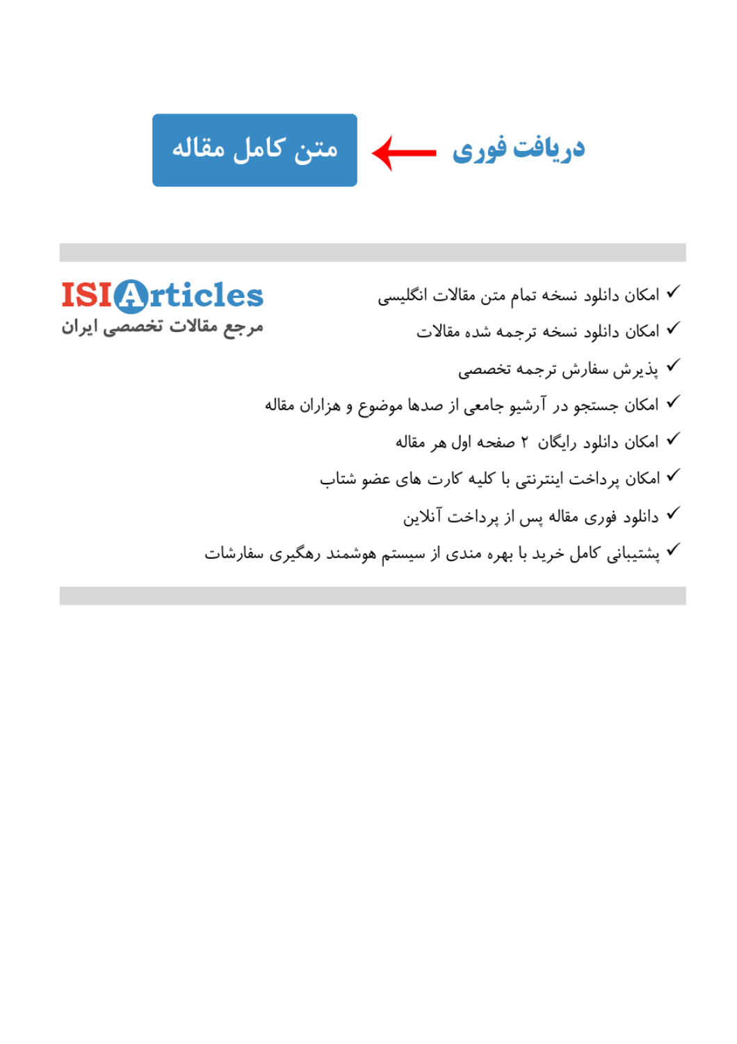دریافت فوری ← متن کامل مقاله

ISIArticles
مرجع مقالات تخصصی ایران

- ✓ امکان دانلود نسخه تمام متن مقالات انگلیسی
- ✓ امکان دانلود نسخه ترجمه شده مقالات
- ✓ پذیرش سفارش ترجمه تخصصی
- ✓ امکان جستجو در آرشیو جامعی از صدها موضوع و هزاران مقاله
- ✓ امکان دانلود رایگان ۲ صفحه اول هر مقاله
- ✓ امکان پرداخت اینترنتی با کلیه کارت های عضو شتاب
- ✓ دانلود فوری مقاله پس از پرداخت آنلاین
- ✓ پشتیبانی کامل خرید با بهره مندی از سیستم هوشمند رهگیری سفارشات